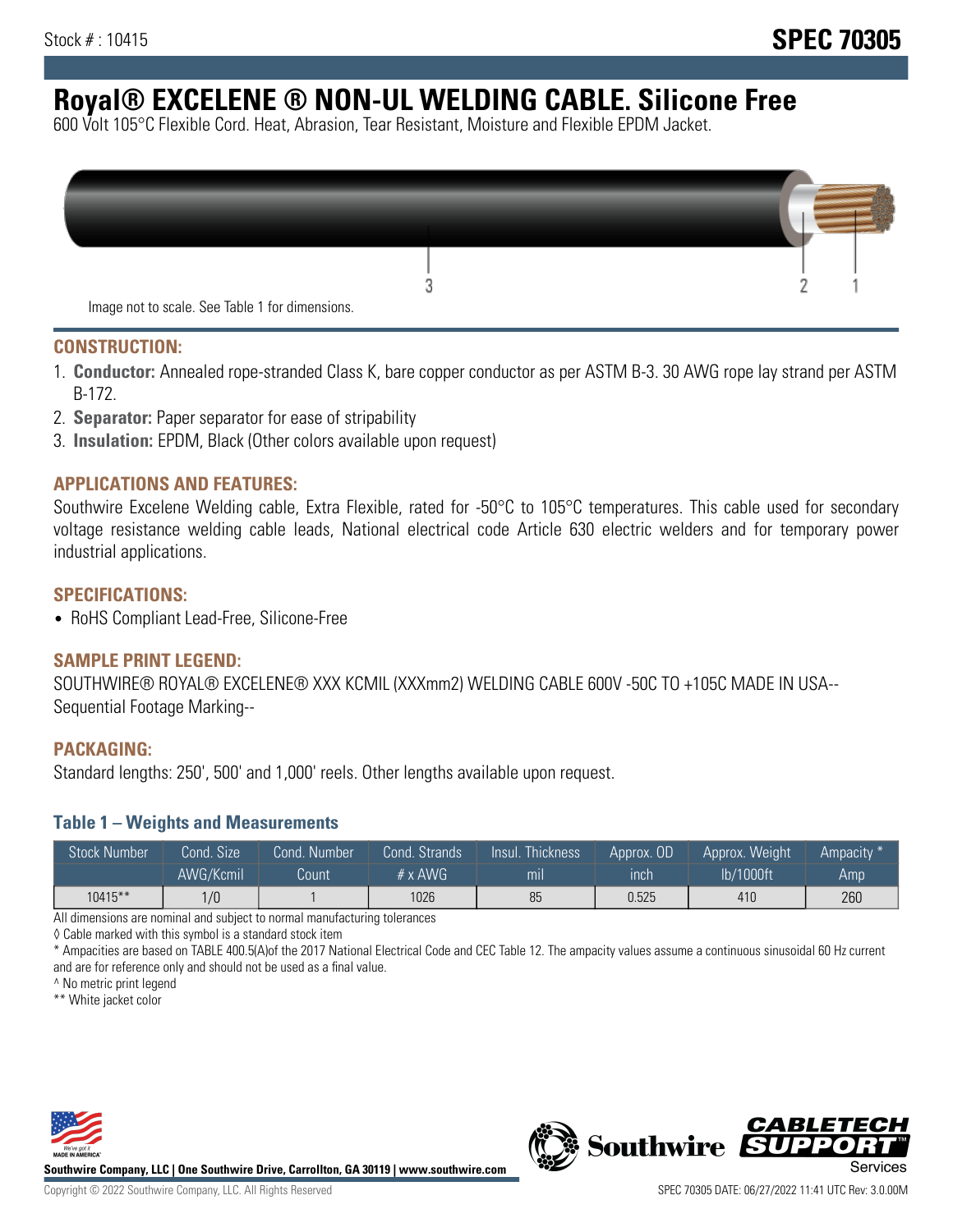Stock # : 10415

**SPEC 70305**

# Royal® EXCELENE ® NON-UL WELDING CABLE. Silicone Free

600 Volt 105°C Flexible Cord. Heat, Abrasion, Tear Resistant, Moisture and Flexible EPDM Jacket.

Image not to scale. See Table 1 for dimensions.

## CONSTRUCTION:

1. **Conductor:** Annealed rope-stranded Class K, bare copper conductor as per ASTM B-3. 30 AWG rope lay strand per ASTM B-172.
2. **Separator:** Paper separator for ease of stripability
3. **Insulation:** EPDM, Black (Other colors available upon request)

## APPLICATIONS AND FEATURES:

Southwire Excelene Welding cable, Extra Flexible, rated for -50°C to 105°C temperatures. This cable used for secondary voltage resistance welding cable leads, National electrical code Article 630 electric welders and for temporary power industrial applications.

## SPECIFICATIONS:

- RoHS Compliant Lead-Free, Silicone-Free

## SAMPLE PRINT LEGEND:

SOUTHWIRE® ROYAL® EXCELENE® XXX KCMIL (XXXmm2) WELDING CABLE 600V -50C TO +105C MADE IN USA-- Sequential Footage Marking--

## PACKAGING:

Standard lengths: 250', 500' and 1,000' reels. Other lengths available upon request.

### Table 1 – Weights and Measurements

| Stock Number | Cond. Size | Cond. Number | Cond. Strands | Insul. Thickness | Approx. OD | Approx. Weight | Ampacity * |
|---|---|---|---|---|---|---|---|
| | AWG/Kcmil | Count | # x AWG | mil | inch | lb/1000ft | Amp |
| 10415** | 1/0 | 1 | 1026 | 85 | 0.525 | 410 | 260 |

All dimensions are nominal and subject to normal manufacturing tolerances

◊ Cable marked with this symbol is a standard stock item

* Ampacities are based on TABLE 400.5(A)of the 2017 National Electrical Code and CEC Table 12. The ampacity values assume a continuous sinusoidal 60 Hz current and are for reference only and should not be used as a final value.

^ No metric print legend

** White jacket color

Southwire Company, LLC | One Southwire Drive, Carrollton, GA 30119 | www.southwire.com

Copyright © 2022 Southwire Company, LLC. All Rights Reserved

SPEC 70305 DATE: 06/27/2022 11:41 UTC Rev: 3.0.00M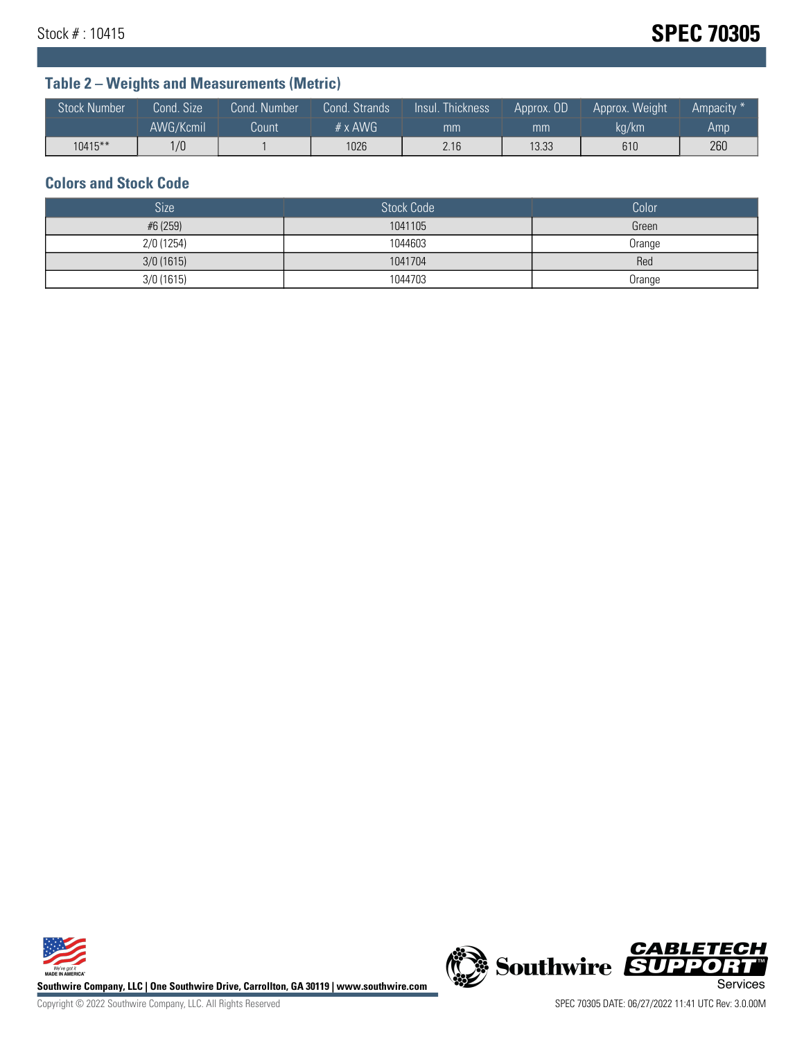## Table 2 – Weights and Measurements (Metric)

| Stock Number | Cond. Size | Cond. Number | Cond. Strands | Insul. Thickness | Approx. OD | Approx. Weight | Ampacity * |
|---|---|---|---|---|---|---|---|
| | AWG/Kcmil | Count | # x AWG | mm | mm | kg/km | Amp |
| 10415** | 1/0 | 1 | 1026 | 2.16 | 13.33 | 610 | 260 |

## Colors and Stock Code

| Size | Stock Code | Color |
|---|---|---|
| #6 (259) | 1041105 | Green |
| 2/0 (1254) | 1044603 | Orange |
| 3/0 (1615) | 1041704 | Red |
| 3/0 (1615) | 1044703 | Orange |

Southwire Company, LLC | One Southwire Drive, Carrollton, GA 30119 | www.southwire.com

Copyright © 2022 Southwire Company, LLC. All Rights Reserved

SPEC 70305 DATE: 06/27/2022 11:41 UTC Rev: 3.0.00M